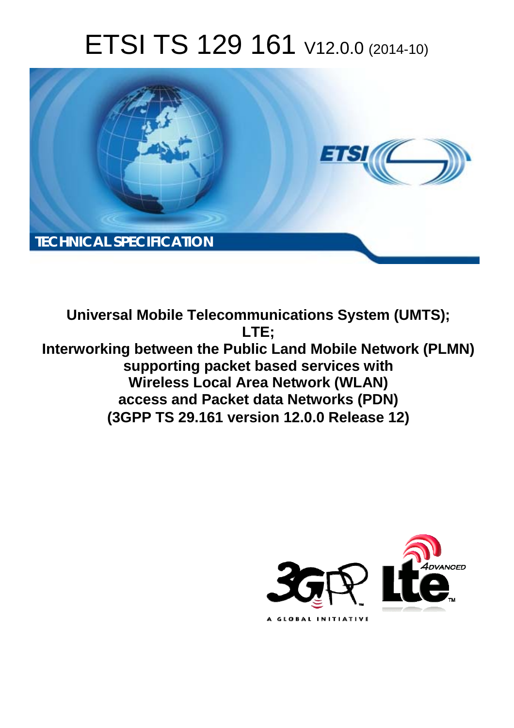# ETSI TS 129 161 V12.0.0 (2014-10)

**TECHNICAL SPECIFICATION**

**Universal Mobile Telecommunications System (UMTS); LTE; Interworking between the Public Land Mobile Network (PLMN) supporting packet based services with Wireless Local Area Network (WLAN) access and Packet data Networks (PDN) (3GPP TS 29.161 version 12.0.0 Release 12)**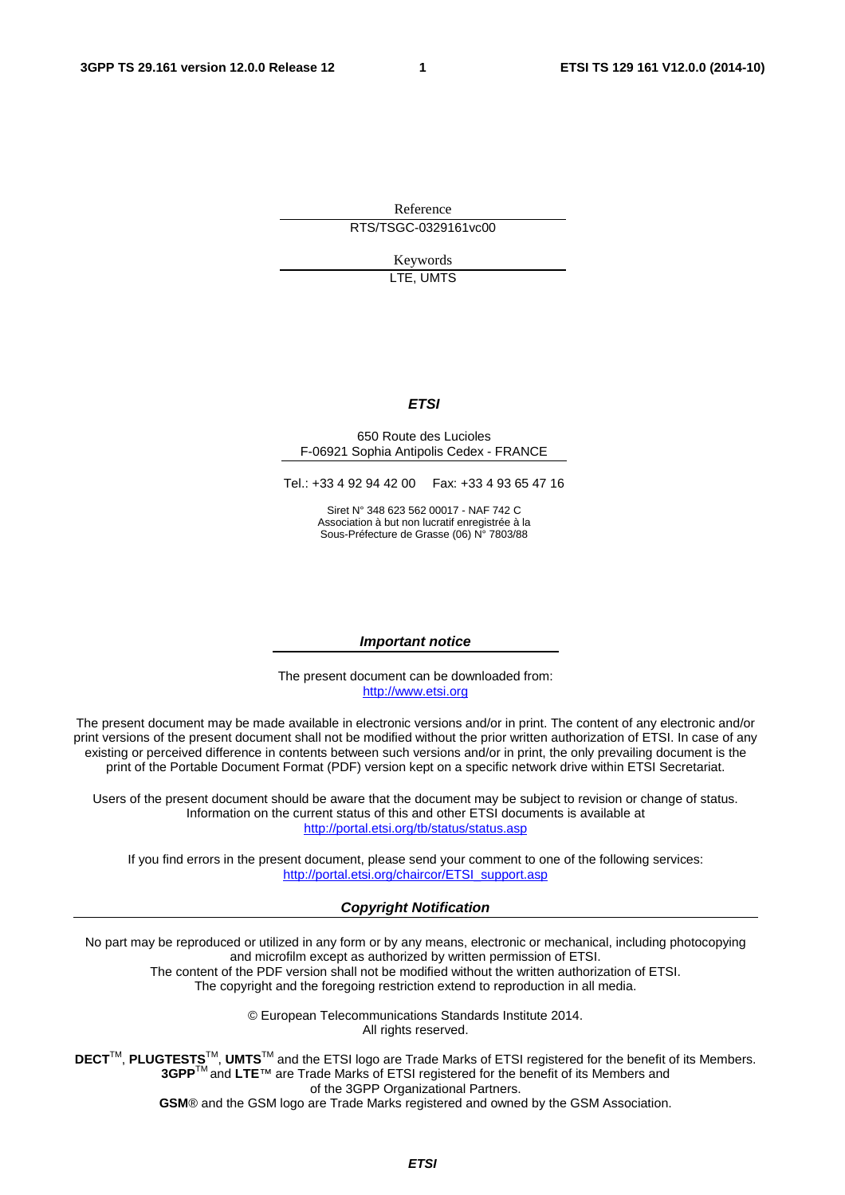Reference

RTS/TSGC-0329161vc00

Keywords

LTE, UMTS

***ETSI***

650 Route des Lucioles
F-06921 Sophia Antipolis Cedex - FRANCE

Tel.: +33 4 92 94 42 00 Fax: +33 4 93 65 47 16

Siret N° 348 623 562 00017 - NAF 742 C
Association à but non lucratif enregistrée à la
Sous-Préfecture de Grasse (06) N° 7803/88

***Important notice***

The present document can be downloaded from:
http://www.etsi.org

The present document may be made available in electronic versions and/or in print. The content of any electronic and/or print versions of the present document shall not be modified without the prior written authorization of ETSI. In case of any existing or perceived difference in contents between such versions and/or in print, the only prevailing document is the print of the Portable Document Format (PDF) version kept on a specific network drive within ETSI Secretariat.

Users of the present document should be aware that the document may be subject to revision or change of status. Information on the current status of this and other ETSI documents is available at
http://portal.etsi.org/tb/status/status.asp

If you find errors in the present document, please send your comment to one of the following services:
http://portal.etsi.org/chaircor/ETSI_support.asp

***Copyright Notification***

No part may be reproduced or utilized in any form or by any means, electronic or mechanical, including photocopying and microfilm except as authorized by written permission of ETSI.
The content of the PDF version shall not be modified without the written authorization of ETSI.
The copyright and the foregoing restriction extend to reproduction in all media.

© European Telecommunications Standards Institute 2014.
All rights reserved.

**DECT**™, **PLUGTESTS**™, **UMTS**™ and the ETSI logo are Trade Marks of ETSI registered for the benefit of its Members.
**3GPP**™ and **LTE**™ are Trade Marks of ETSI registered for the benefit of its Members and of the 3GPP Organizational Partners.
**GSM**® and the GSM logo are Trade Marks registered and owned by the GSM Association.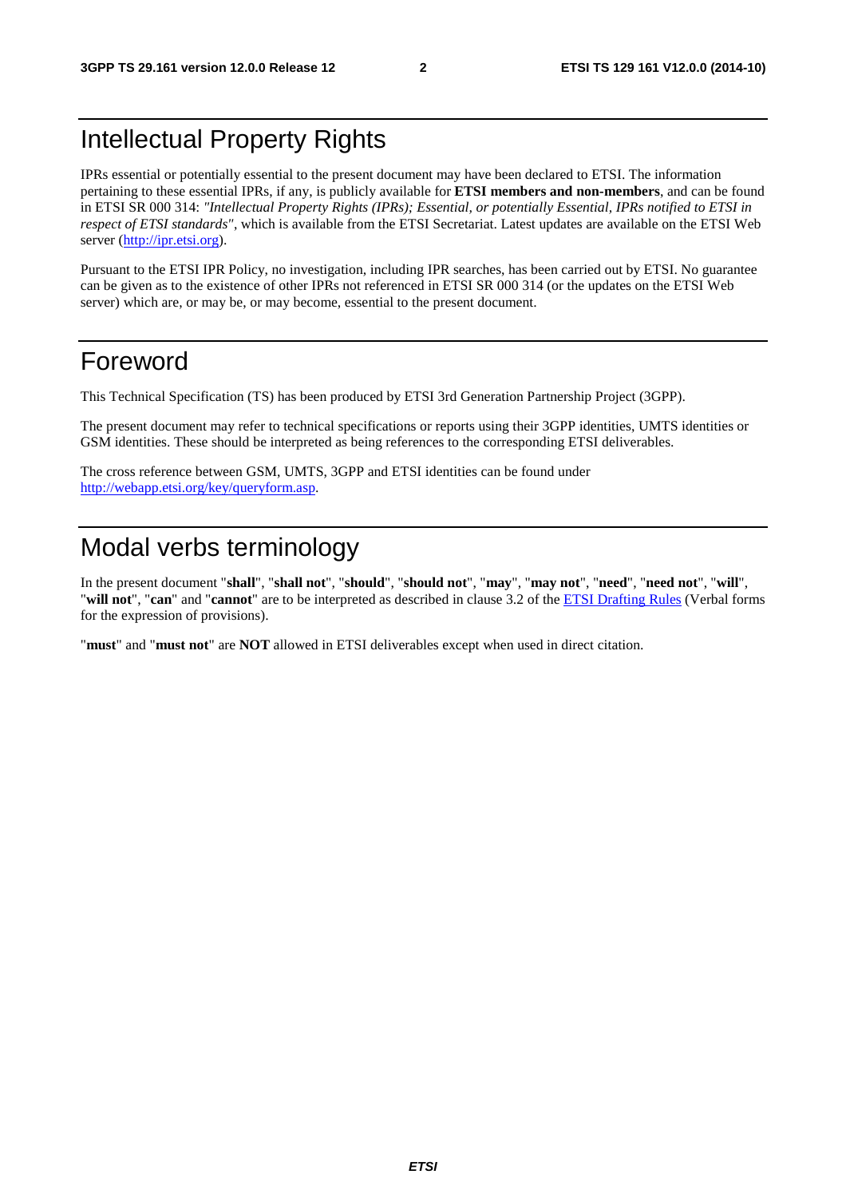# Intellectual Property Rights

IPRs essential or potentially essential to the present document may have been declared to ETSI. The information pertaining to these essential IPRs, if any, is publicly available for **ETSI members and non-members**, and can be found in ETSI SR 000 314: *"Intellectual Property Rights (IPRs); Essential, or potentially Essential, IPRs notified to ETSI in respect of ETSI standards"*, which is available from the ETSI Secretariat. Latest updates are available on the ETSI Web server (http://ipr.etsi.org).

Pursuant to the ETSI IPR Policy, no investigation, including IPR searches, has been carried out by ETSI. No guarantee can be given as to the existence of other IPRs not referenced in ETSI SR 000 314 (or the updates on the ETSI Web server) which are, or may be, or may become, essential to the present document.

# Foreword

This Technical Specification (TS) has been produced by ETSI 3rd Generation Partnership Project (3GPP).

The present document may refer to technical specifications or reports using their 3GPP identities, UMTS identities or GSM identities. These should be interpreted as being references to the corresponding ETSI deliverables.

The cross reference between GSM, UMTS, 3GPP and ETSI identities can be found under http://webapp.etsi.org/key/queryform.asp.

# Modal verbs terminology

In the present document "**shall**", "**shall not**", "**should**", "**should not**", "**may**", "**may not**", "**need**", "**need not**", "**will**", "**will not**", "**can**" and "**cannot**" are to be interpreted as described in clause 3.2 of the ETSI Drafting Rules (Verbal forms for the expression of provisions).

"**must**" and "**must not**" are **NOT** allowed in ETSI deliverables except when used in direct citation.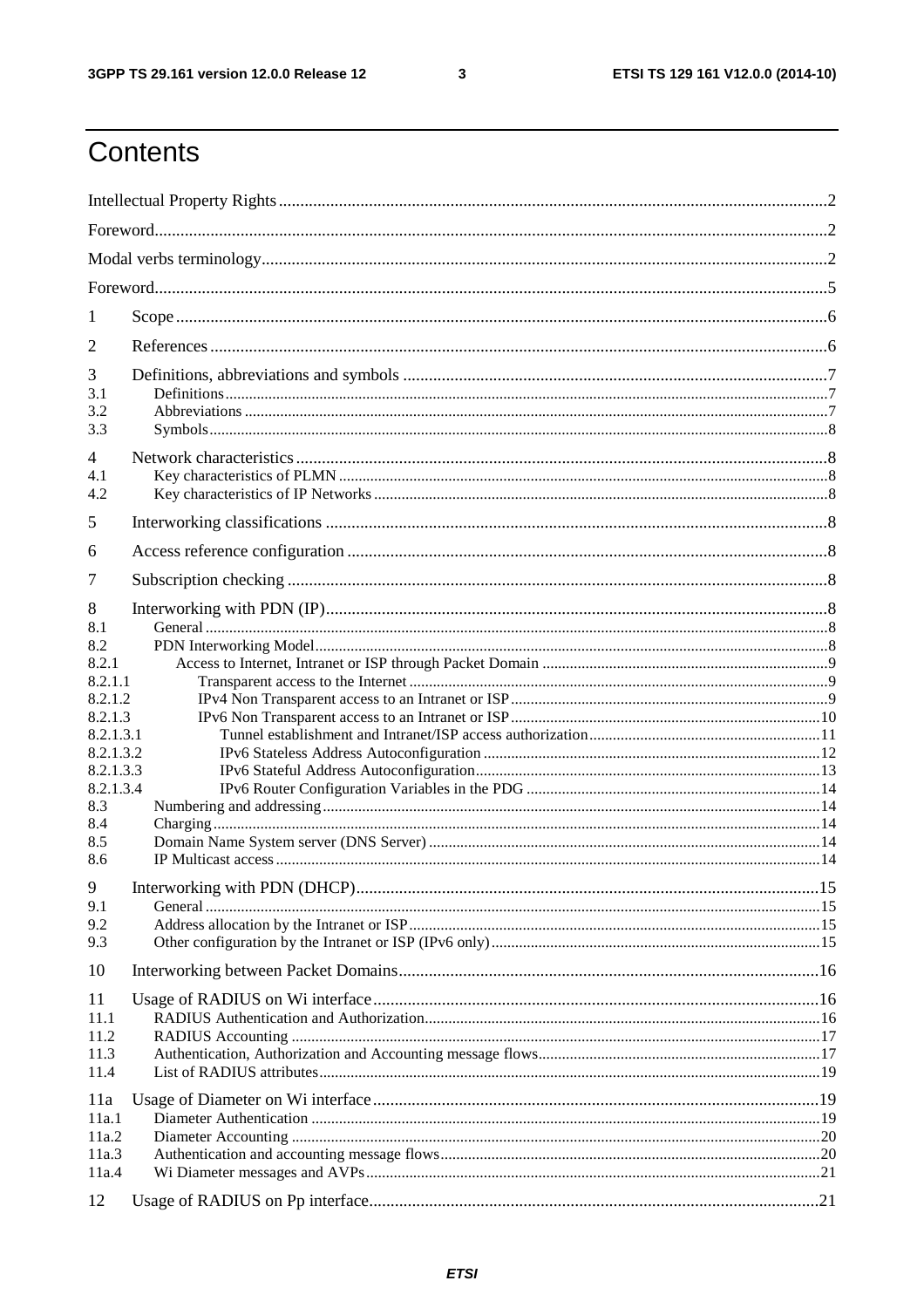# Contents

Intellectual Property Rights ........ 2

Foreword ........ 2

Modal verbs terminology ........ 2

Foreword ........ 5

1 Scope ........ 6

2 References ........ 6

3 Definitions, abbreviations and symbols ........ 7

- 3.1 Definitions ........ 7
- 3.2 Abbreviations ........ 7
- 3.3 Symbols ........ 8

4 Network characteristics ........ 8

- 4.1 Key characteristics of PLMN ........ 8
- 4.2 Key characteristics of IP Networks ........ 8

5 Interworking classifications ........ 8

6 Access reference configuration ........ 8

7 Subscription checking ........ 8

8 Interworking with PDN (IP) ........ 8

- 8.1 General ........ 8
- 8.2 PDN Interworking Model ........ 8
- 8.2.1 Access to Internet, Intranet or ISP through Packet Domain ........ 9
- 8.2.1.1 Transparent access to the Internet ........ 9
- 8.2.1.2 IPv4 Non Transparent access to an Intranet or ISP ........ 9
- 8.2.1.3 IPv6 Non Transparent access to an Intranet or ISP ........ 10
- 8.2.1.3.1 Tunnel establishment and Intranet/ISP access authorization ........ 11
- 8.2.1.3.2 IPv6 Stateless Address Autoconfiguration ........ 12
- 8.2.1.3.3 IPv6 Stateful Address Autoconfiguration ........ 13
- 8.2.1.3.4 IPv6 Router Configuration Variables in the PDG ........ 14
- 8.3 Numbering and addressing ........ 14
- 8.4 Charging ........ 14
- 8.5 Domain Name System server (DNS Server) ........ 14
- 8.6 IP Multicast access ........ 14

9 Interworking with PDN (DHCP) ........ 15

- 9.1 General ........ 15
- 9.2 Address allocation by the Intranet or ISP ........ 15
- 9.3 Other configuration by the Intranet or ISP (IPv6 only) ........ 15

10 Interworking between Packet Domains ........ 16

11 Usage of RADIUS on Wi interface ........ 16

- 11.1 RADIUS Authentication and Authorization ........ 16
- 11.2 RADIUS Accounting ........ 17
- 11.3 Authentication, Authorization and Accounting message flows ........ 17
- 11.4 List of RADIUS attributes ........ 19

11a Usage of Diameter on Wi interface ........ 19

- 11a.1 Diameter Authentication ........ 19
- 11a.2 Diameter Accounting ........ 20
- 11a.3 Authentication and accounting message flows ........ 20
- 11a.4 Wi Diameter messages and AVPs ........ 21

12 Usage of RADIUS on Pp interface ........ 21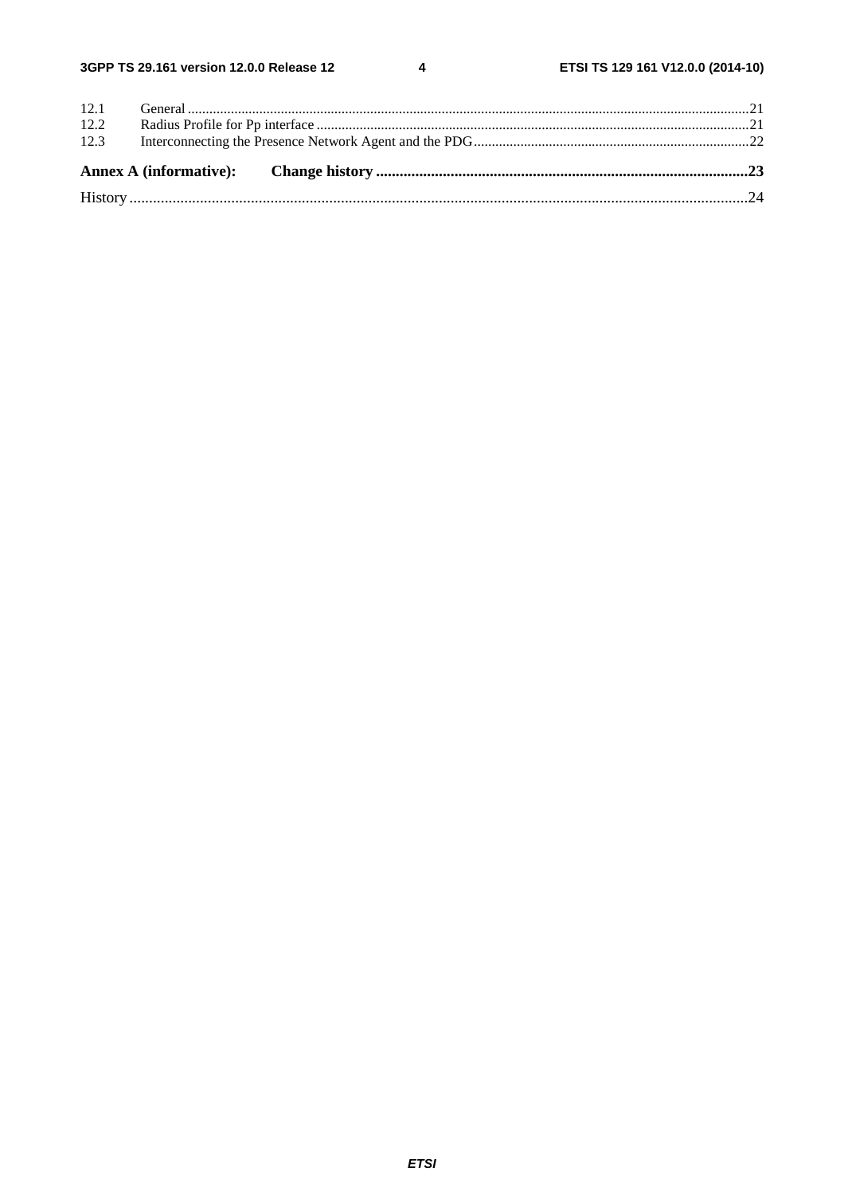12.1 General ......................................................................................................................................................21
12.2 Radius Profile for Pp interface ....................................................................................................................21
12.3 Interconnecting the Presence Network Agent and the PDG.........................................................................22

**Annex A (informative): Change history ...............................................................................................23**

History ..............................................................................................................................................................24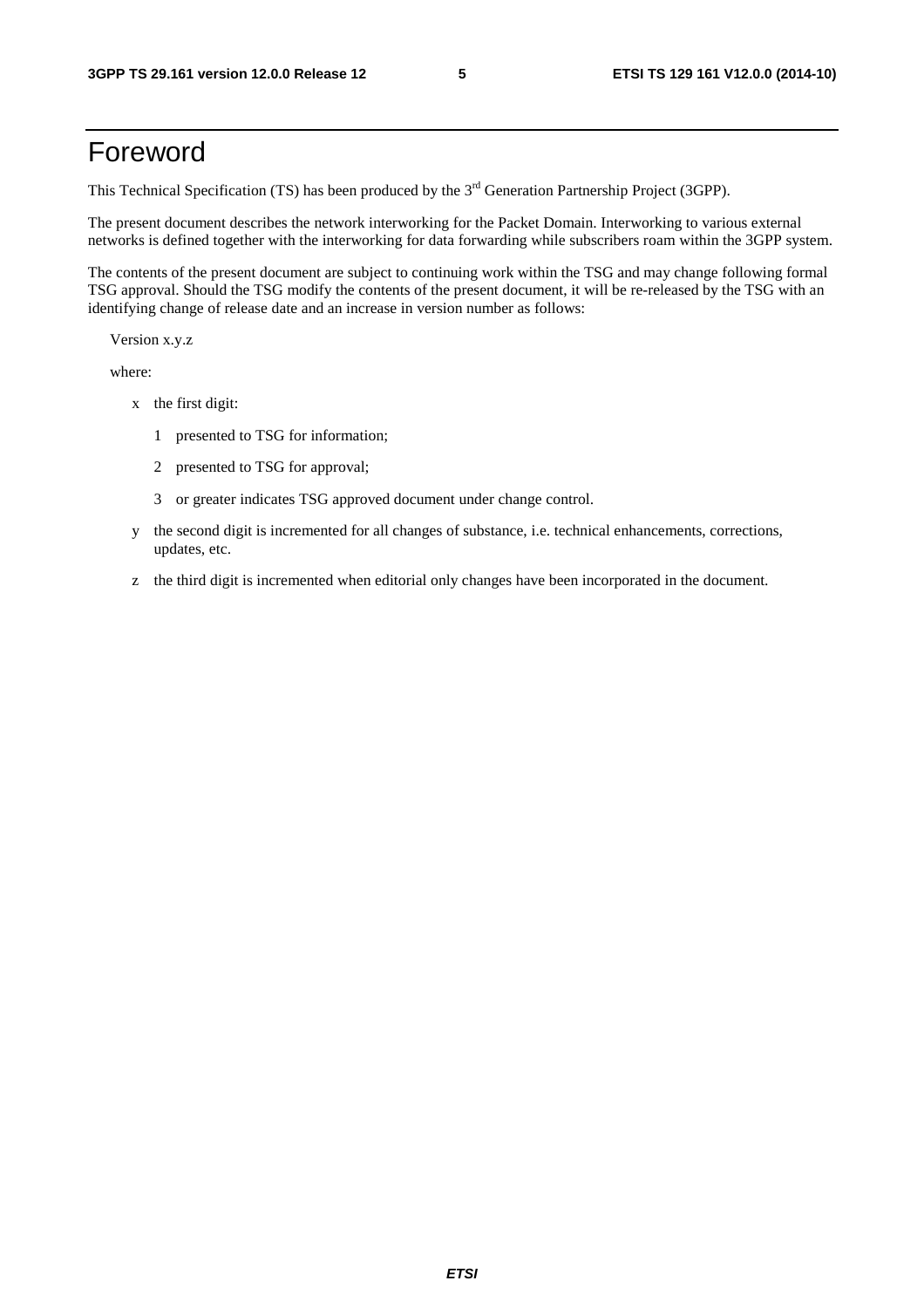# Foreword

This Technical Specification (TS) has been produced by the 3rd Generation Partnership Project (3GPP).

The present document describes the network interworking for the Packet Domain. Interworking to various external networks is defined together with the interworking for data forwarding while subscribers roam within the 3GPP system.

The contents of the present document are subject to continuing work within the TSG and may change following formal TSG approval. Should the TSG modify the contents of the present document, it will be re-released by the TSG with an identifying change of release date and an increase in version number as follows:

Version x.y.z

where:

- x the first digit:
  - 1 presented to TSG for information;
  - 2 presented to TSG for approval;
  - 3 or greater indicates TSG approved document under change control.
- y the second digit is incremented for all changes of substance, i.e. technical enhancements, corrections, updates, etc.
- z the third digit is incremented when editorial only changes have been incorporated in the document.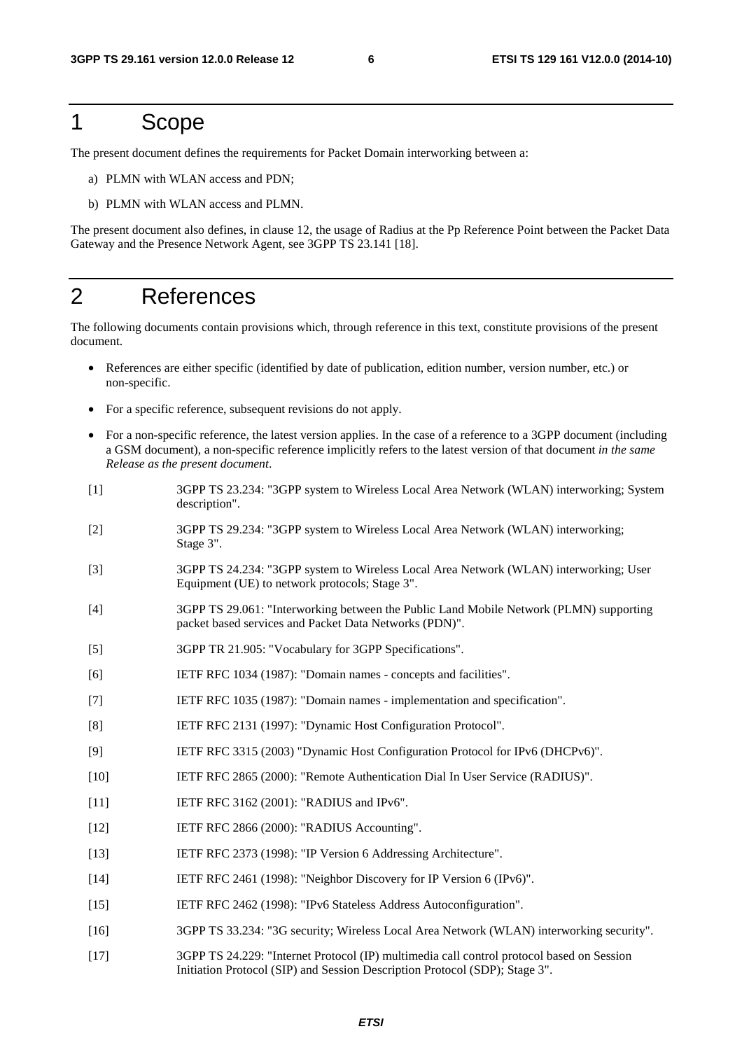# 1 Scope

The present document defines the requirements for Packet Domain interworking between a:

a) PLMN with WLAN access and PDN;

b) PLMN with WLAN access and PLMN.

The present document also defines, in clause 12, the usage of Radius at the Pp Reference Point between the Packet Data Gateway and the Presence Network Agent, see 3GPP TS 23.141 [18].

# 2 References

The following documents contain provisions which, through reference in this text, constitute provisions of the present document.

- References are either specific (identified by date of publication, edition number, version number, etc.) or non-specific.
- For a specific reference, subsequent revisions do not apply.
- For a non-specific reference, the latest version applies. In the case of a reference to a 3GPP document (including a GSM document), a non-specific reference implicitly refers to the latest version of that document *in the same Release as the present document*.

[1] 3GPP TS 23.234: "3GPP system to Wireless Local Area Network (WLAN) interworking; System description".

[2] 3GPP TS 29.234: "3GPP system to Wireless Local Area Network (WLAN) interworking; Stage 3".

[3] 3GPP TS 24.234: "3GPP system to Wireless Local Area Network (WLAN) interworking; User Equipment (UE) to network protocols; Stage 3".

[4] 3GPP TS 29.061: "Interworking between the Public Land Mobile Network (PLMN) supporting packet based services and Packet Data Networks (PDN)".

[5] 3GPP TR 21.905: "Vocabulary for 3GPP Specifications".

[6] IETF RFC 1034 (1987): "Domain names - concepts and facilities".

[7] IETF RFC 1035 (1987): "Domain names - implementation and specification".

[8] IETF RFC 2131 (1997): "Dynamic Host Configuration Protocol".

[9] IETF RFC 3315 (2003) "Dynamic Host Configuration Protocol for IPv6 (DHCPv6)".

[10] IETF RFC 2865 (2000): "Remote Authentication Dial In User Service (RADIUS)".

[11] IETF RFC 3162 (2001): "RADIUS and IPv6".

[12] IETF RFC 2866 (2000): "RADIUS Accounting".

[13] IETF RFC 2373 (1998): "IP Version 6 Addressing Architecture".

[14] IETF RFC 2461 (1998): "Neighbor Discovery for IP Version 6 (IPv6)".

[15] IETF RFC 2462 (1998): "IPv6 Stateless Address Autoconfiguration".

[16] 3GPP TS 33.234: "3G security; Wireless Local Area Network (WLAN) interworking security".

[17] 3GPP TS 24.229: "Internet Protocol (IP) multimedia call control protocol based on Session Initiation Protocol (SIP) and Session Description Protocol (SDP); Stage 3".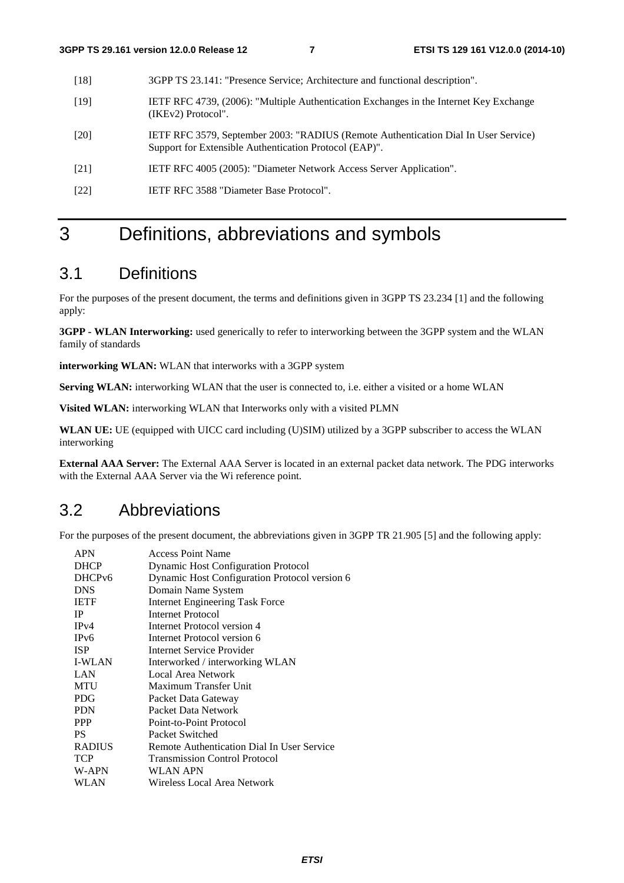[18] 3GPP TS 23.141: "Presence Service; Architecture and functional description".

[19] IETF RFC 4739, (2006): "Multiple Authentication Exchanges in the Internet Key Exchange (IKEv2) Protocol".

[20] IETF RFC 3579, September 2003: "RADIUS (Remote Authentication Dial In User Service) Support for Extensible Authentication Protocol (EAP)".

[21] IETF RFC 4005 (2005): "Diameter Network Access Server Application".

[22] IETF RFC 3588 "Diameter Base Protocol".

# 3 Definitions, abbreviations and symbols

## 3.1 Definitions

For the purposes of the present document, the terms and definitions given in 3GPP TS 23.234 [1] and the following apply:

**3GPP - WLAN Interworking:** used generically to refer to interworking between the 3GPP system and the WLAN family of standards

**interworking WLAN:** WLAN that interworks with a 3GPP system

**Serving WLAN:** interworking WLAN that the user is connected to, i.e. either a visited or a home WLAN

**Visited WLAN:** interworking WLAN that Interworks only with a visited PLMN

**WLAN UE:** UE (equipped with UICC card including (U)SIM) utilized by a 3GPP subscriber to access the WLAN interworking

**External AAA Server:** The External AAA Server is located in an external packet data network. The PDG interworks with the External AAA Server via the Wi reference point.

## 3.2 Abbreviations

For the purposes of the present document, the abbreviations given in 3GPP TR 21.905 [5] and the following apply:

| | |
|---|---|
| APN | Access Point Name |
| DHCP | Dynamic Host Configuration Protocol |
| DHCPv6 | Dynamic Host Configuration Protocol version 6 |
| DNS | Domain Name System |
| IETF | Internet Engineering Task Force |
| IP | Internet Protocol |
| IPv4 | Internet Protocol version 4 |
| IPv6 | Internet Protocol version 6 |
| ISP | Internet Service Provider |
| I-WLAN | Interworked / interworking WLAN |
| LAN | Local Area Network |
| MTU | Maximum Transfer Unit |
| PDG | Packet Data Gateway |
| PDN | Packet Data Network |
| PPP | Point-to-Point Protocol |
| PS | Packet Switched |
| RADIUS | Remote Authentication Dial In User Service |
| TCP | Transmission Control Protocol |
| W-APN | WLAN APN |
| WLAN | Wireless Local Area Network |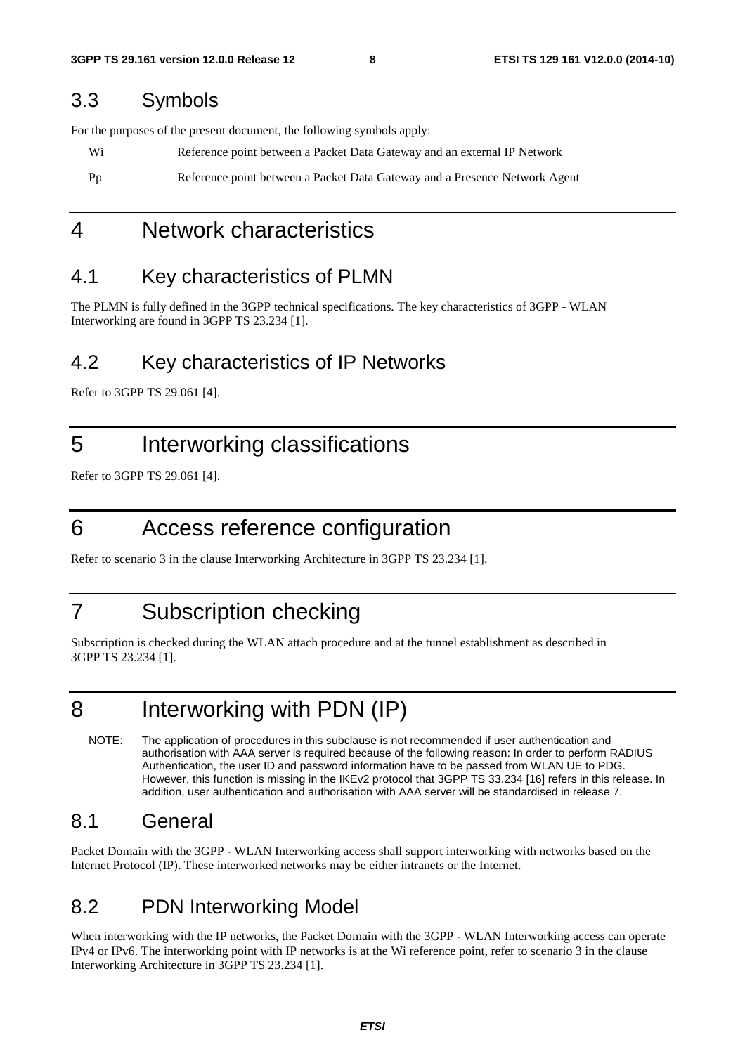## 3.3 Symbols

For the purposes of the present document, the following symbols apply:

| | |
|---|---|
| Wi | Reference point between a Packet Data Gateway and an external IP Network |
| Pp | Reference point between a Packet Data Gateway and a Presence Network Agent |

# 4 Network characteristics

## 4.1 Key characteristics of PLMN

The PLMN is fully defined in the 3GPP technical specifications. The key characteristics of 3GPP - WLAN Interworking are found in 3GPP TS 23.234 [1].

## 4.2 Key characteristics of IP Networks

Refer to 3GPP TS 29.061 [4].

# 5 Interworking classifications

Refer to 3GPP TS 29.061 [4].

# 6 Access reference configuration

Refer to scenario 3 in the clause Interworking Architecture in 3GPP TS 23.234 [1].

# 7 Subscription checking

Subscription is checked during the WLAN attach procedure and at the tunnel establishment as described in 3GPP TS 23.234 [1].

# 8 Interworking with PDN (IP)

NOTE: The application of procedures in this subclause is not recommended if user authentication and authorisation with AAA server is required because of the following reason: In order to perform RADIUS Authentication, the user ID and password information have to be passed from WLAN UE to PDG. However, this function is missing in the IKEv2 protocol that 3GPP TS 33.234 [16] refers in this release. In addition, user authentication and authorisation with AAA server will be standardised in release 7.

## 8.1 General

Packet Domain with the 3GPP - WLAN Interworking access shall support interworking with networks based on the Internet Protocol (IP). These interworked networks may be either intranets or the Internet.

## 8.2 PDN Interworking Model

When interworking with the IP networks, the Packet Domain with the 3GPP - WLAN Interworking access can operate IPv4 or IPv6. The interworking point with IP networks is at the Wi reference point, refer to scenario 3 in the clause Interworking Architecture in 3GPP TS 23.234 [1].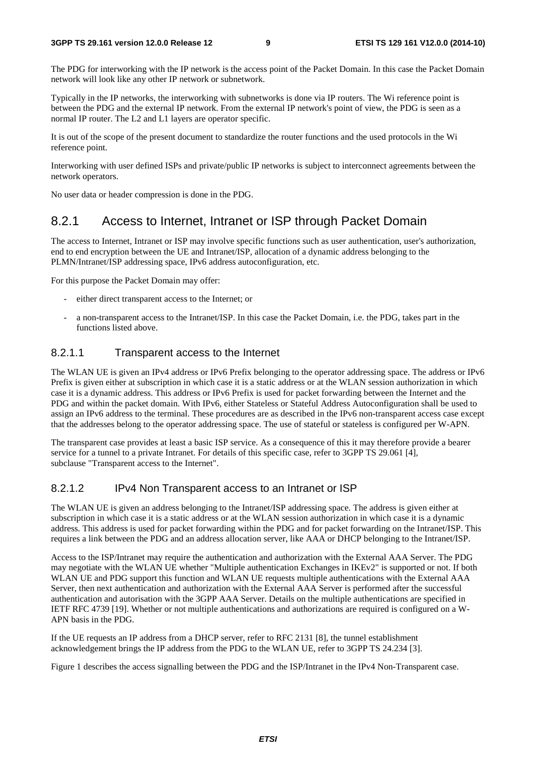The PDG for interworking with the IP network is the access point of the Packet Domain. In this case the Packet Domain network will look like any other IP network or subnetwork.

Typically in the IP networks, the interworking with subnetworks is done via IP routers. The Wi reference point is between the PDG and the external IP network. From the external IP network's point of view, the PDG is seen as a normal IP router. The L2 and L1 layers are operator specific.

It is out of the scope of the present document to standardize the router functions and the used protocols in the Wi reference point.

Interworking with user defined ISPs and private/public IP networks is subject to interconnect agreements between the network operators.

No user data or header compression is done in the PDG.

## 8.2.1 Access to Internet, Intranet or ISP through Packet Domain

The access to Internet, Intranet or ISP may involve specific functions such as user authentication, user's authorization, end to end encryption between the UE and Intranet/ISP, allocation of a dynamic address belonging to the PLMN/Intranet/ISP addressing space, IPv6 address autoconfiguration, etc.

For this purpose the Packet Domain may offer:

- either direct transparent access to the Internet; or
- a non-transparent access to the Intranet/ISP. In this case the Packet Domain, i.e. the PDG, takes part in the functions listed above.

### 8.2.1.1 Transparent access to the Internet

The WLAN UE is given an IPv4 address or IPv6 Prefix belonging to the operator addressing space. The address or IPv6 Prefix is given either at subscription in which case it is a static address or at the WLAN session authorization in which case it is a dynamic address. This address or IPv6 Prefix is used for packet forwarding between the Internet and the PDG and within the packet domain. With IPv6, either Stateless or Stateful Address Autoconfiguration shall be used to assign an IPv6 address to the terminal. These procedures are as described in the IPv6 non-transparent access case except that the addresses belong to the operator addressing space. The use of stateful or stateless is configured per W-APN.

The transparent case provides at least a basic ISP service. As a consequence of this it may therefore provide a bearer service for a tunnel to a private Intranet. For details of this specific case, refer to 3GPP TS 29.061 [4], subclause "Transparent access to the Internet".

### 8.2.1.2 IPv4 Non Transparent access to an Intranet or ISP

The WLAN UE is given an address belonging to the Intranet/ISP addressing space. The address is given either at subscription in which case it is a static address or at the WLAN session authorization in which case it is a dynamic address. This address is used for packet forwarding within the PDG and for packet forwarding on the Intranet/ISP. This requires a link between the PDG and an address allocation server, like AAA or DHCP belonging to the Intranet/ISP.

Access to the ISP/Intranet may require the authentication and authorization with the External AAA Server. The PDG may negotiate with the WLAN UE whether "Multiple authentication Exchanges in IKEv2" is supported or not. If both WLAN UE and PDG support this function and WLAN UE requests multiple authentications with the External AAA Server, then next authentication and authorization with the External AAA Server is performed after the successful authentication and autorisation with the 3GPP AAA Server. Details on the multiple authentications are specified in IETF RFC 4739 [19]. Whether or not multiple authentications and authorizations are required is configured on a W-APN basis in the PDG.

If the UE requests an IP address from a DHCP server, refer to RFC 2131 [8], the tunnel establishment acknowledgement brings the IP address from the PDG to the WLAN UE, refer to 3GPP TS 24.234 [3].

Figure 1 describes the access signalling between the PDG and the ISP/Intranet in the IPv4 Non-Transparent case.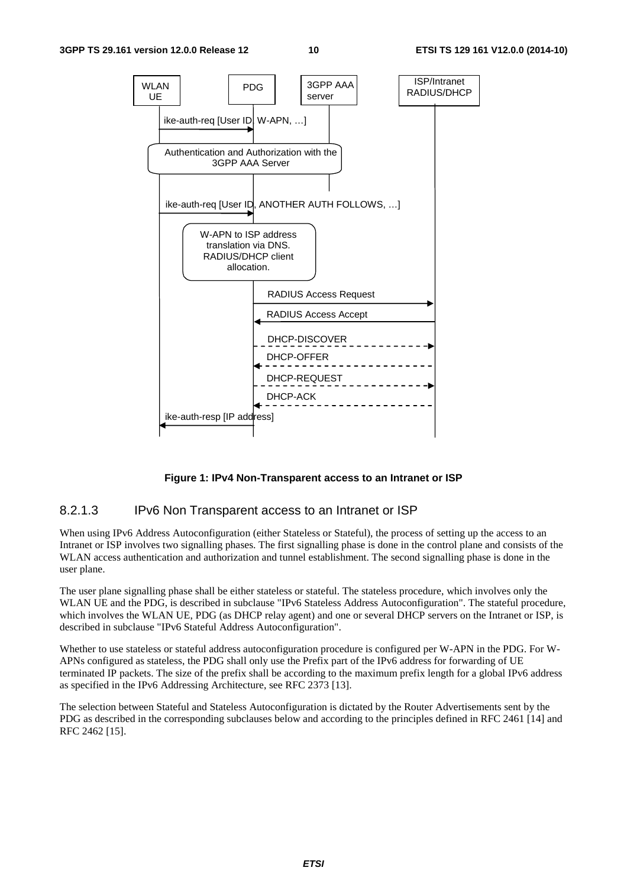**Figure 1: IPv4 Non-Transparent access to an Intranet or ISP**

### 8.2.1.3 IPv6 Non Transparent access to an Intranet or ISP

When using IPv6 Address Autoconfiguration (either Stateless or Stateful), the process of setting up the access to an Intranet or ISP involves two signalling phases. The first signalling phase is done in the control plane and consists of the WLAN access authentication and authorization and tunnel establishment. The second signalling phase is done in the user plane.

The user plane signalling phase shall be either stateless or stateful. The stateless procedure, which involves only the WLAN UE and the PDG, is described in subclause "IPv6 Stateless Address Autoconfiguration". The stateful procedure, which involves the WLAN UE, PDG (as DHCP relay agent) and one or several DHCP servers on the Intranet or ISP, is described in subclause "IPv6 Stateful Address Autoconfiguration".

Whether to use stateless or stateful address autoconfiguration procedure is configured per W-APN in the PDG. For W-APNs configured as stateless, the PDG shall only use the Prefix part of the IPv6 address for forwarding of UE terminated IP packets. The size of the prefix shall be according to the maximum prefix length for a global IPv6 address as specified in the IPv6 Addressing Architecture, see RFC 2373 [13].

The selection between Stateful and Stateless Autoconfiguration is dictated by the Router Advertisements sent by the PDG as described in the corresponding subclauses below and according to the principles defined in RFC 2461 [14] and RFC 2462 [15].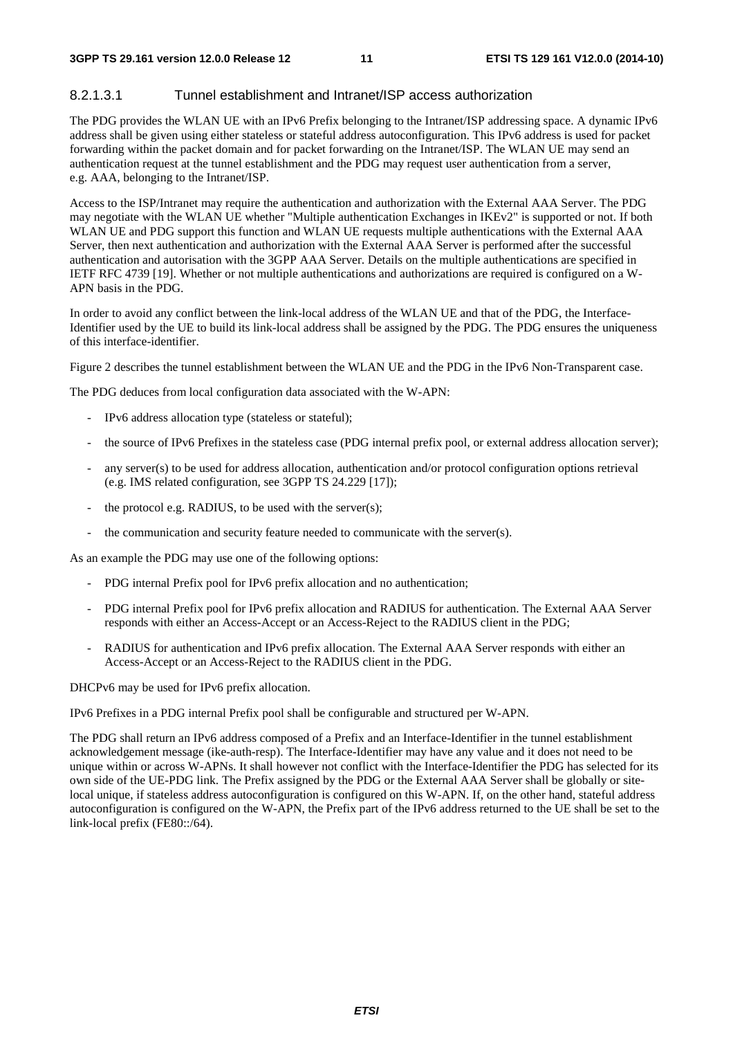#### 8.2.1.3.1 Tunnel establishment and Intranet/ISP access authorization

The PDG provides the WLAN UE with an IPv6 Prefix belonging to the Intranet/ISP addressing space. A dynamic IPv6 address shall be given using either stateless or stateful address autoconfiguration. This IPv6 address is used for packet forwarding within the packet domain and for packet forwarding on the Intranet/ISP. The WLAN UE may send an authentication request at the tunnel establishment and the PDG may request user authentication from a server, e.g. AAA, belonging to the Intranet/ISP.

Access to the ISP/Intranet may require the authentication and authorization with the External AAA Server. The PDG may negotiate with the WLAN UE whether "Multiple authentication Exchanges in IKEv2" is supported or not. If both WLAN UE and PDG support this function and WLAN UE requests multiple authentications with the External AAA Server, then next authentication and authorization with the External AAA Server is performed after the successful authentication and autorisation with the 3GPP AAA Server. Details on the multiple authentications are specified in IETF RFC 4739 [19]. Whether or not multiple authentications and authorizations are required is configured on a W-APN basis in the PDG.

In order to avoid any conflict between the link-local address of the WLAN UE and that of the PDG, the Interface-Identifier used by the UE to build its link-local address shall be assigned by the PDG. The PDG ensures the uniqueness of this interface-identifier.

Figure 2 describes the tunnel establishment between the WLAN UE and the PDG in the IPv6 Non-Transparent case.

The PDG deduces from local configuration data associated with the W-APN:

- IPv6 address allocation type (stateless or stateful);
- the source of IPv6 Prefixes in the stateless case (PDG internal prefix pool, or external address allocation server);
- any server(s) to be used for address allocation, authentication and/or protocol configuration options retrieval (e.g. IMS related configuration, see 3GPP TS 24.229 [17]);
- the protocol e.g. RADIUS, to be used with the server(s);
- the communication and security feature needed to communicate with the server(s).

As an example the PDG may use one of the following options:

- PDG internal Prefix pool for IPv6 prefix allocation and no authentication;
- PDG internal Prefix pool for IPv6 prefix allocation and RADIUS for authentication. The External AAA Server responds with either an Access-Accept or an Access-Reject to the RADIUS client in the PDG;
- RADIUS for authentication and IPv6 prefix allocation. The External AAA Server responds with either an Access-Accept or an Access-Reject to the RADIUS client in the PDG.

DHCPv6 may be used for IPv6 prefix allocation.

IPv6 Prefixes in a PDG internal Prefix pool shall be configurable and structured per W-APN.

The PDG shall return an IPv6 address composed of a Prefix and an Interface-Identifier in the tunnel establishment acknowledgement message (ike-auth-resp). The Interface-Identifier may have any value and it does not need to be unique within or across W-APNs. It shall however not conflict with the Interface-Identifier the PDG has selected for its own side of the UE-PDG link. The Prefix assigned by the PDG or the External AAA Server shall be globally or site-local unique, if stateless address autoconfiguration is configured on this W-APN. If, on the other hand, stateful address autoconfiguration is configured on the W-APN, the Prefix part of the IPv6 address returned to the UE shall be set to the link-local prefix (FE80::/64).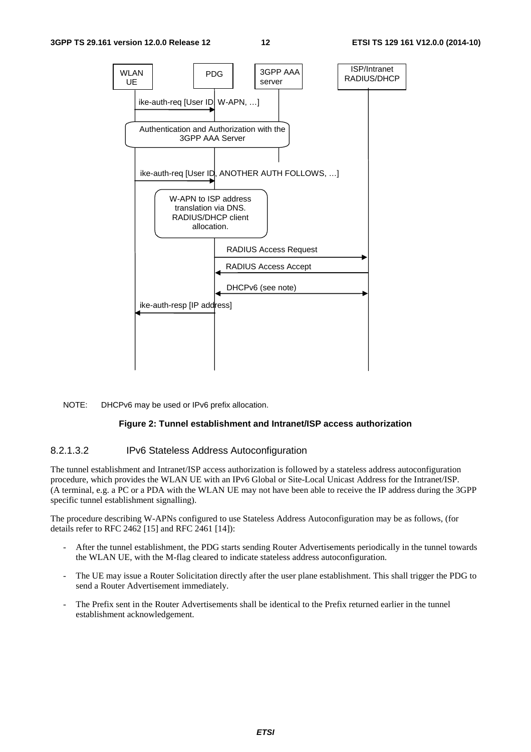| WLAN UE | PDG | 3GPP AAA server | ISP/Intranet RADIUS/DHCP |
|---|---|---|---|

ike-auth-req [User ID, W-APN, …]

Authentication and Authorization with the 3GPP AAA Server

ike-auth-req [User ID, ANOTHER AUTH FOLLOWS, …]

W-APN to ISP address translation via DNS. RADIUS/DHCP client allocation.

RADIUS Access Request

RADIUS Access Accept

DHCPv6 (see note)

ike-auth-resp [IP address]

NOTE: DHCPv6 may be used or IPv6 prefix allocation.

**Figure 2: Tunnel establishment and Intranet/ISP access authorization**

#### 8.2.1.3.2 IPv6 Stateless Address Autoconfiguration

The tunnel establishment and Intranet/ISP access authorization is followed by a stateless address autoconfiguration procedure, which provides the WLAN UE with an IPv6 Global or Site-Local Unicast Address for the Intranet/ISP. (A terminal, e.g. a PC or a PDA with the WLAN UE may not have been able to receive the IP address during the 3GPP specific tunnel establishment signalling).

The procedure describing W-APNs configured to use Stateless Address Autoconfiguration may be as follows, (for details refer to RFC 2462 [15] and RFC 2461 [14]):

- After the tunnel establishment, the PDG starts sending Router Advertisements periodically in the tunnel towards the WLAN UE, with the M-flag cleared to indicate stateless address autoconfiguration.
- The UE may issue a Router Solicitation directly after the user plane establishment. This shall trigger the PDG to send a Router Advertisement immediately.
- The Prefix sent in the Router Advertisements shall be identical to the Prefix returned earlier in the tunnel establishment acknowledgement.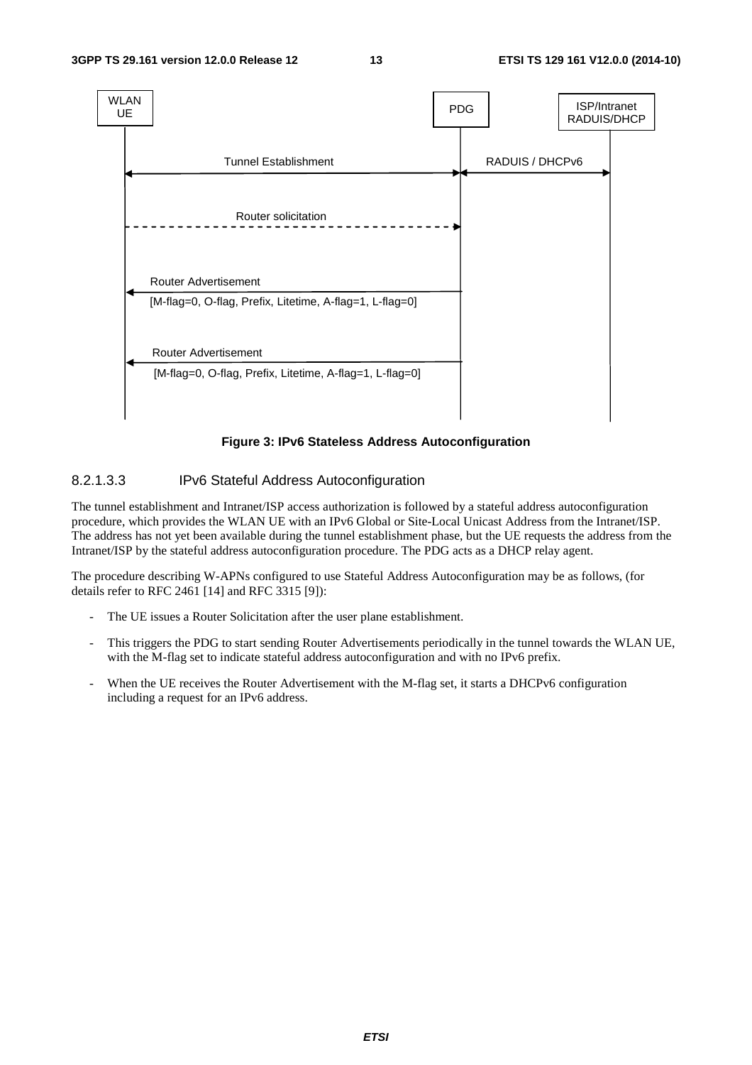**Figure 3: IPv6 Stateless Address Autoconfiguration**

#### 8.2.1.3.3 IPv6 Stateful Address Autoconfiguration

The tunnel establishment and Intranet/ISP access authorization is followed by a stateful address autoconfiguration procedure, which provides the WLAN UE with an IPv6 Global or Site-Local Unicast Address from the Intranet/ISP. The address has not yet been available during the tunnel establishment phase, but the UE requests the address from the Intranet/ISP by the stateful address autoconfiguration procedure. The PDG acts as a DHCP relay agent.

The procedure describing W-APNs configured to use Stateful Address Autoconfiguration may be as follows, (for details refer to RFC 2461 [14] and RFC 3315 [9]):

- The UE issues a Router Solicitation after the user plane establishment.
- This triggers the PDG to start sending Router Advertisements periodically in the tunnel towards the WLAN UE, with the M-flag set to indicate stateful address autoconfiguration and with no IPv6 prefix.
- When the UE receives the Router Advertisement with the M-flag set, it starts a DHCPv6 configuration including a request for an IPv6 address.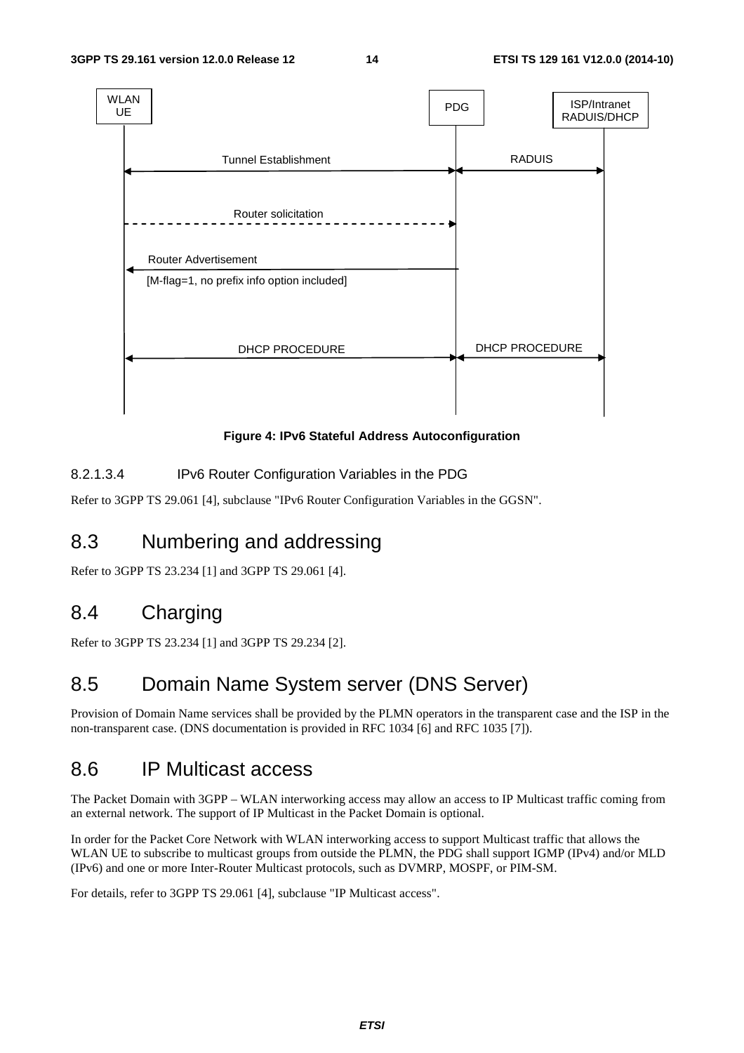WLAN UE | PDG | ISP/Intranet RADUIS/DHCP

Tunnel Establishment | RADUIS

Router solicitation

Router Advertisement

[M-flag=1, no prefix info option included]

DHCP PROCEDURE | DHCP PROCEDURE

**Figure 4: IPv6 Stateful Address Autoconfiguration**

#### 8.2.1.3.4 IPv6 Router Configuration Variables in the PDG

Refer to 3GPP TS 29.061 [4], subclause "IPv6 Router Configuration Variables in the GGSN".

## 8.3 Numbering and addressing

Refer to 3GPP TS 23.234 [1] and 3GPP TS 29.061 [4].

## 8.4 Charging

Refer to 3GPP TS 23.234 [1] and 3GPP TS 29.234 [2].

## 8.5 Domain Name System server (DNS Server)

Provision of Domain Name services shall be provided by the PLMN operators in the transparent case and the ISP in the non-transparent case. (DNS documentation is provided in RFC 1034 [6] and RFC 1035 [7]).

## 8.6 IP Multicast access

The Packet Domain with 3GPP – WLAN interworking access may allow an access to IP Multicast traffic coming from an external network. The support of IP Multicast in the Packet Domain is optional.

In order for the Packet Core Network with WLAN interworking access to support Multicast traffic that allows the WLAN UE to subscribe to multicast groups from outside the PLMN, the PDG shall support IGMP (IPv4) and/or MLD (IPv6) and one or more Inter-Router Multicast protocols, such as DVMRP, MOSPF, or PIM-SM.

For details, refer to 3GPP TS 29.061 [4], subclause "IP Multicast access".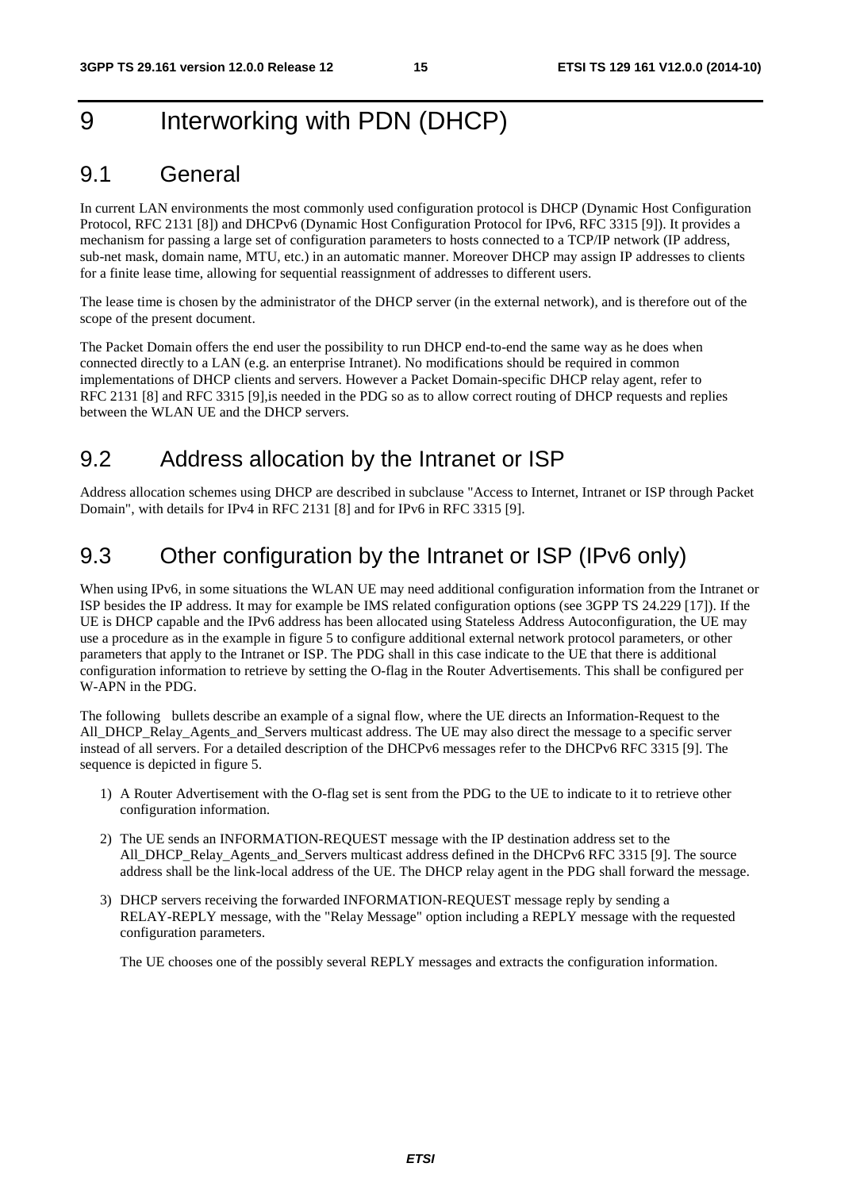# 9 Interworking with PDN (DHCP)

## 9.1 General

In current LAN environments the most commonly used configuration protocol is DHCP (Dynamic Host Configuration Protocol, RFC 2131 [8]) and DHCPv6 (Dynamic Host Configuration Protocol for IPv6, RFC 3315 [9]). It provides a mechanism for passing a large set of configuration parameters to hosts connected to a TCP/IP network (IP address, sub-net mask, domain name, MTU, etc.) in an automatic manner. Moreover DHCP may assign IP addresses to clients for a finite lease time, allowing for sequential reassignment of addresses to different users.

The lease time is chosen by the administrator of the DHCP server (in the external network), and is therefore out of the scope of the present document.

The Packet Domain offers the end user the possibility to run DHCP end-to-end the same way as he does when connected directly to a LAN (e.g. an enterprise Intranet). No modifications should be required in common implementations of DHCP clients and servers. However a Packet Domain-specific DHCP relay agent, refer to RFC 2131 [8] and RFC 3315 [9],is needed in the PDG so as to allow correct routing of DHCP requests and replies between the WLAN UE and the DHCP servers.

## 9.2 Address allocation by the Intranet or ISP

Address allocation schemes using DHCP are described in subclause "Access to Internet, Intranet or ISP through Packet Domain", with details for IPv4 in RFC 2131 [8] and for IPv6 in RFC 3315 [9].

## 9.3 Other configuration by the Intranet or ISP (IPv6 only)

When using IPv6, in some situations the WLAN UE may need additional configuration information from the Intranet or ISP besides the IP address. It may for example be IMS related configuration options (see 3GPP TS 24.229 [17]). If the UE is DHCP capable and the IPv6 address has been allocated using Stateless Address Autoconfiguration, the UE may use a procedure as in the example in figure 5 to configure additional external network protocol parameters, or other parameters that apply to the Intranet or ISP. The PDG shall in this case indicate to the UE that there is additional configuration information to retrieve by setting the O-flag in the Router Advertisements. This shall be configured per W-APN in the PDG.

The following bullets describe an example of a signal flow, where the UE directs an Information-Request to the All_DHCP_Relay_Agents_and_Servers multicast address. The UE may also direct the message to a specific server instead of all servers. For a detailed description of the DHCPv6 messages refer to the DHCPv6 RFC 3315 [9]. The sequence is depicted in figure 5.

1) A Router Advertisement with the O-flag set is sent from the PDG to the UE to indicate to it to retrieve other configuration information.
2) The UE sends an INFORMATION-REQUEST message with the IP destination address set to the All_DHCP_Relay_Agents_and_Servers multicast address defined in the DHCPv6 RFC 3315 [9]. The source address shall be the link-local address of the UE. The DHCP relay agent in the PDG shall forward the message.
3) DHCP servers receiving the forwarded INFORMATION-REQUEST message reply by sending a RELAY-REPLY message, with the "Relay Message" option including a REPLY message with the requested configuration parameters.

   The UE chooses one of the possibly several REPLY messages and extracts the configuration information.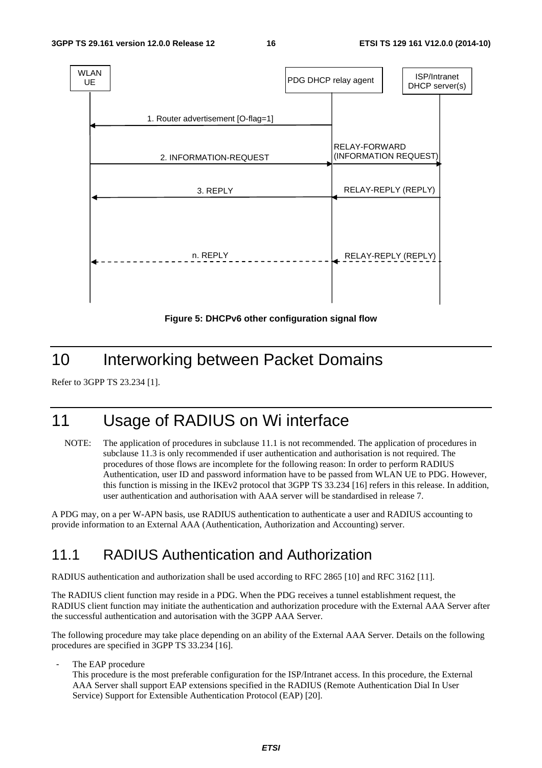Figure 5: DHCPv6 other configuration signal flow

# 10 Interworking between Packet Domains

Refer to 3GPP TS 23.234 [1].

# 11 Usage of RADIUS on Wi interface

NOTE: The application of procedures in subclause 11.1 is not recommended. The application of procedures in subclause 11.3 is only recommended if user authentication and authorisation is not required. The procedures of those flows are incomplete for the following reason: In order to perform RADIUS Authentication, user ID and password information have to be passed from WLAN UE to PDG. However, this function is missing in the IKEv2 protocol that 3GPP TS 33.234 [16] refers in this release. In addition, user authentication and authorisation with AAA server will be standardised in release 7.

A PDG may, on a per W-APN basis, use RADIUS authentication to authenticate a user and RADIUS accounting to provide information to an External AAA (Authentication, Authorization and Accounting) server.

## 11.1 RADIUS Authentication and Authorization

RADIUS authentication and authorization shall be used according to RFC 2865 [10] and RFC 3162 [11].

The RADIUS client function may reside in a PDG. When the PDG receives a tunnel establishment request, the RADIUS client function may initiate the authentication and authorization procedure with the External AAA Server after the successful authentication and autorisation with the 3GPP AAA Server.

The following procedure may take place depending on an ability of the External AAA Server. Details on the following procedures are specified in 3GPP TS 33.234 [16].

- The EAP procedure
  This procedure is the most preferable configuration for the ISP/Intranet access. In this procedure, the External AAA Server shall support EAP extensions specified in the RADIUS (Remote Authentication Dial In User Service) Support for Extensible Authentication Protocol (EAP) [20].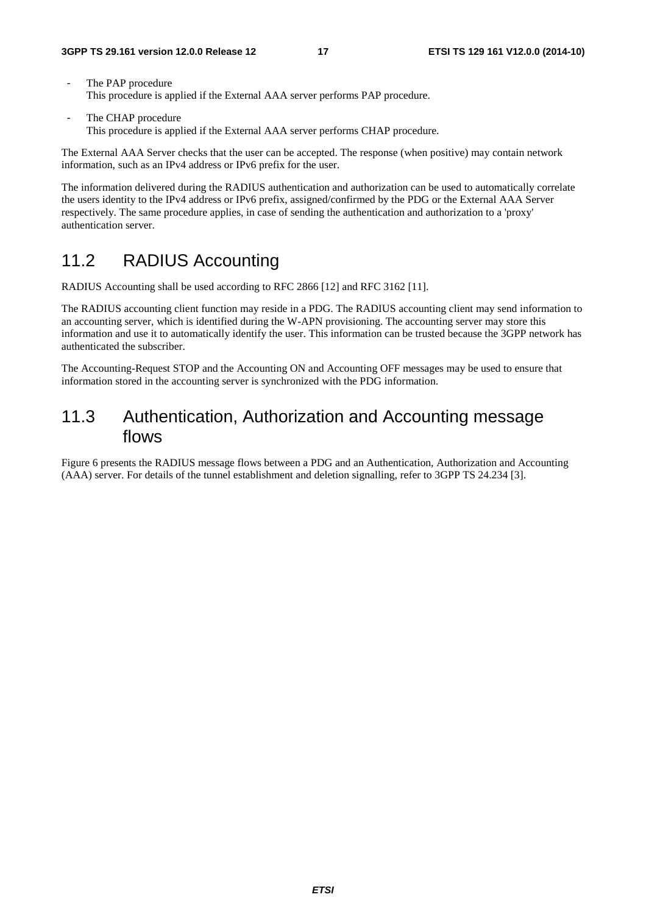- The PAP procedure
  This procedure is applied if the External AAA server performs PAP procedure.

- The CHAP procedure
  This procedure is applied if the External AAA server performs CHAP procedure.

The External AAA Server checks that the user can be accepted. The response (when positive) may contain network information, such as an IPv4 address or IPv6 prefix for the user.

The information delivered during the RADIUS authentication and authorization can be used to automatically correlate the users identity to the IPv4 address or IPv6 prefix, assigned/confirmed by the PDG or the External AAA Server respectively. The same procedure applies, in case of sending the authentication and authorization to a 'proxy' authentication server.

## 11.2 RADIUS Accounting

RADIUS Accounting shall be used according to RFC 2866 [12] and RFC 3162 [11].

The RADIUS accounting client function may reside in a PDG. The RADIUS accounting client may send information to an accounting server, which is identified during the W-APN provisioning. The accounting server may store this information and use it to automatically identify the user. This information can be trusted because the 3GPP network has authenticated the subscriber.

The Accounting-Request STOP and the Accounting ON and Accounting OFF messages may be used to ensure that information stored in the accounting server is synchronized with the PDG information.

## 11.3 Authentication, Authorization and Accounting message flows

Figure 6 presents the RADIUS message flows between a PDG and an Authentication, Authorization and Accounting (AAA) server. For details of the tunnel establishment and deletion signalling, refer to 3GPP TS 24.234 [3].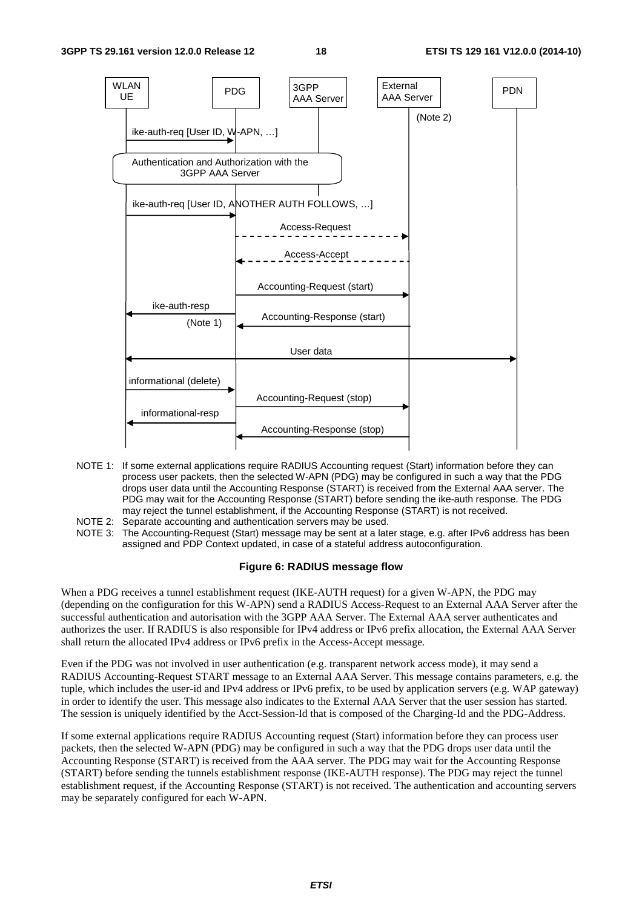NOTE 1: If some external applications require RADIUS Accounting request (Start) information before they can process user packets, then the selected W-APN (PDG) may be configured in such a way that the PDG drops user data until the Accounting Response (START) is received from the External AAA server. The PDG may wait for the Accounting Response (START) before sending the ike-auth response. The PDG may reject the tunnel establishment, if the Accounting Response (START) is not received.

NOTE 2: Separate accounting and authentication servers may be used.

NOTE 3: The Accounting-Request (Start) message may be sent at a later stage, e.g. after IPv6 address has been assigned and PDP Context updated, in case of a stateful address autoconfiguration.

**Figure 6: RADIUS message flow**

When a PDG receives a tunnel establishment request (IKE-AUTH request) for a given W-APN, the PDG may (depending on the configuration for this W-APN) send a RADIUS Access-Request to an External AAA Server after the successful authentication and autorisation with the 3GPP AAA Server. The External AAA server authenticates and authorizes the user. If RADIUS is also responsible for IPv4 address or IPv6 prefix allocation, the External AAA Server shall return the allocated IPv4 address or IPv6 prefix in the Access-Accept message.

Even if the PDG was not involved in user authentication (e.g. transparent network access mode), it may send a RADIUS Accounting-Request START message to an External AAA Server. This message contains parameters, e.g. the tuple, which includes the user-id and IPv4 address or IPv6 prefix, to be used by application servers (e.g. WAP gateway) in order to identify the user. This message also indicates to the External AAA Server that the user session has started. The session is uniquely identified by the Acct-Session-Id that is composed of the Charging-Id and the PDG-Address.

If some external applications require RADIUS Accounting request (Start) information before they can process user packets, then the selected W-APN (PDG) may be configured in such a way that the PDG drops user data until the Accounting Response (START) is received from the AAA server. The PDG may wait for the Accounting Response (START) before sending the tunnels establishment response (IKE-AUTH response). The PDG may reject the tunnel establishment request, if the Accounting Response (START) is not received. The authentication and accounting servers may be separately configured for each W-APN.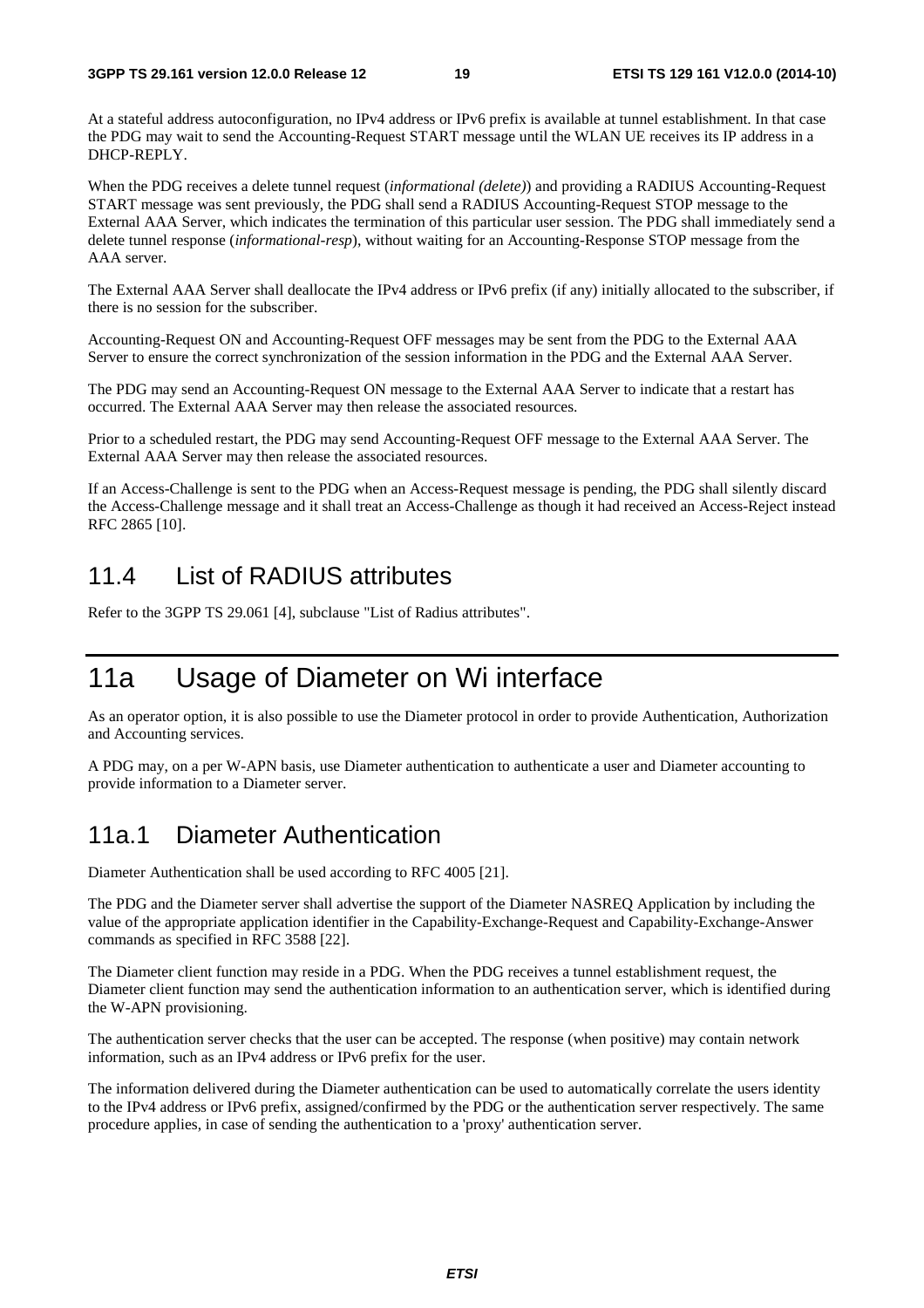At a stateful address autoconfiguration, no IPv4 address or IPv6 prefix is available at tunnel establishment. In that case the PDG may wait to send the Accounting-Request START message until the WLAN UE receives its IP address in a DHCP-REPLY.

When the PDG receives a delete tunnel request (*informational (delete)*) and providing a RADIUS Accounting-Request START message was sent previously, the PDG shall send a RADIUS Accounting-Request STOP message to the External AAA Server, which indicates the termination of this particular user session. The PDG shall immediately send a delete tunnel response (*informational-resp*), without waiting for an Accounting-Response STOP message from the AAA server.

The External AAA Server shall deallocate the IPv4 address or IPv6 prefix (if any) initially allocated to the subscriber, if there is no session for the subscriber.

Accounting-Request ON and Accounting-Request OFF messages may be sent from the PDG to the External AAA Server to ensure the correct synchronization of the session information in the PDG and the External AAA Server.

The PDG may send an Accounting-Request ON message to the External AAA Server to indicate that a restart has occurred. The External AAA Server may then release the associated resources.

Prior to a scheduled restart, the PDG may send Accounting-Request OFF message to the External AAA Server. The External AAA Server may then release the associated resources.

If an Access-Challenge is sent to the PDG when an Access-Request message is pending, the PDG shall silently discard the Access-Challenge message and it shall treat an Access-Challenge as though it had received an Access-Reject instead RFC 2865 [10].

## 11.4 List of RADIUS attributes

Refer to the 3GPP TS 29.061 [4], subclause "List of Radius attributes".

# 11a Usage of Diameter on Wi interface

As an operator option, it is also possible to use the Diameter protocol in order to provide Authentication, Authorization and Accounting services.

A PDG may, on a per W-APN basis, use Diameter authentication to authenticate a user and Diameter accounting to provide information to a Diameter server.

## 11a.1 Diameter Authentication

Diameter Authentication shall be used according to RFC 4005 [21].

The PDG and the Diameter server shall advertise the support of the Diameter NASREQ Application by including the value of the appropriate application identifier in the Capability-Exchange-Request and Capability-Exchange-Answer commands as specified in RFC 3588 [22].

The Diameter client function may reside in a PDG. When the PDG receives a tunnel establishment request, the Diameter client function may send the authentication information to an authentication server, which is identified during the W-APN provisioning.

The authentication server checks that the user can be accepted. The response (when positive) may contain network information, such as an IPv4 address or IPv6 prefix for the user.

The information delivered during the Diameter authentication can be used to automatically correlate the users identity to the IPv4 address or IPv6 prefix, assigned/confirmed by the PDG or the authentication server respectively. The same procedure applies, in case of sending the authentication to a 'proxy' authentication server.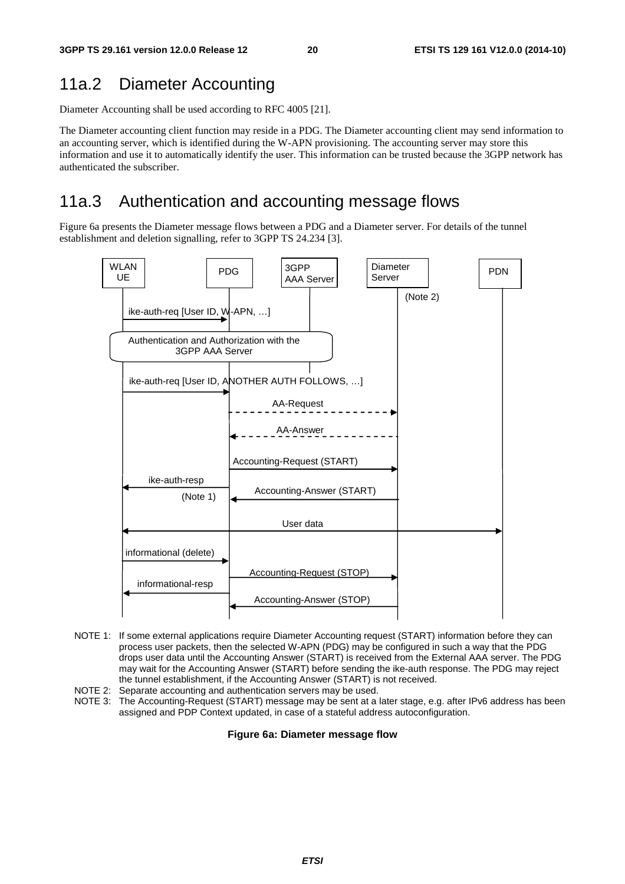## 11a.2 Diameter Accounting

Diameter Accounting shall be used according to RFC 4005 [21].

The Diameter accounting client function may reside in a PDG. The Diameter accounting client may send information to an accounting server, which is identified during the W-APN provisioning. The accounting server may store this information and use it to automatically identify the user. This information can be trusted because the 3GPP network has authenticated the subscriber.

## 11a.3 Authentication and accounting message flows

Figure 6a presents the Diameter message flows between a PDG and a Diameter server. For details of the tunnel establishment and deletion signalling, refer to 3GPP TS 24.234 [3].

WLAN UE | PDG | 3GPP AAA Server | Diameter Server (Note 2) | PDN

ike-auth-req [User ID, W-APN, …]

Authentication and Authorization with the 3GPP AAA Server

ike-auth-req [User ID, ANOTHER AUTH FOLLOWS, …]

AA-Request

AA-Answer

Accounting-Request (START)

ike-auth-resp (Note 1)

Accounting-Answer (START)

User data

informational (delete)

Accounting-Request (STOP)

informational-resp

Accounting-Answer (STOP)

NOTE 1: If some external applications require Diameter Accounting request (START) information before they can process user packets, then the selected W-APN (PDG) may be configured in such a way that the PDG drops user data until the Accounting Answer (START) is received from the External AAA server. The PDG may wait for the Accounting Answer (START) before sending the ike-auth response. The PDG may reject the tunnel establishment, if the Accounting Answer (START) is not received.

NOTE 2: Separate accounting and authentication servers may be used.

NOTE 3: The Accounting-Request (START) message may be sent at a later stage, e.g. after IPv6 address has been assigned and PDP Context updated, in case of a stateful address autoconfiguration.

**Figure 6a: Diameter message flow**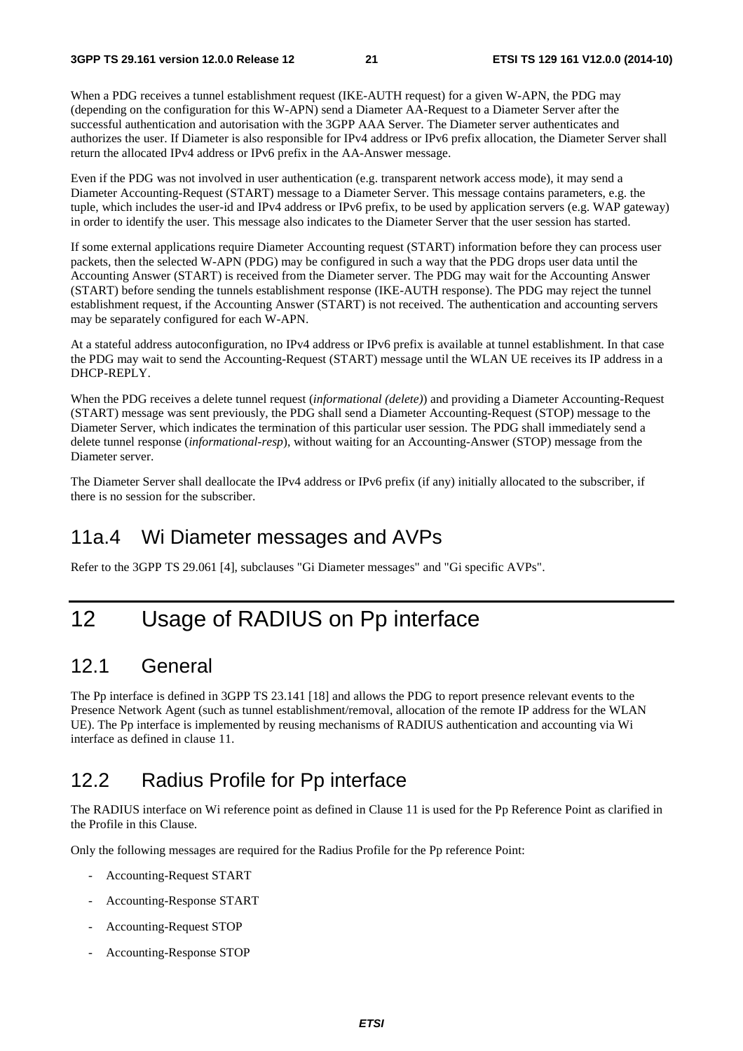When a PDG receives a tunnel establishment request (IKE-AUTH request) for a given W-APN, the PDG may (depending on the configuration for this W-APN) send a Diameter AA-Request to a Diameter Server after the successful authentication and autorisation with the 3GPP AAA Server. The Diameter server authenticates and authorizes the user. If Diameter is also responsible for IPv4 address or IPv6 prefix allocation, the Diameter Server shall return the allocated IPv4 address or IPv6 prefix in the AA-Answer message.

Even if the PDG was not involved in user authentication (e.g. transparent network access mode), it may send a Diameter Accounting-Request (START) message to a Diameter Server. This message contains parameters, e.g. the tuple, which includes the user-id and IPv4 address or IPv6 prefix, to be used by application servers (e.g. WAP gateway) in order to identify the user. This message also indicates to the Diameter Server that the user session has started.

If some external applications require Diameter Accounting request (START) information before they can process user packets, then the selected W-APN (PDG) may be configured in such a way that the PDG drops user data until the Accounting Answer (START) is received from the Diameter server. The PDG may wait for the Accounting Answer (START) before sending the tunnels establishment response (IKE-AUTH response). The PDG may reject the tunnel establishment request, if the Accounting Answer (START) is not received. The authentication and accounting servers may be separately configured for each W-APN.

At a stateful address autoconfiguration, no IPv4 address or IPv6 prefix is available at tunnel establishment. In that case the PDG may wait to send the Accounting-Request (START) message until the WLAN UE receives its IP address in a DHCP-REPLY.

When the PDG receives a delete tunnel request (*informational (delete)*) and providing a Diameter Accounting-Request (START) message was sent previously, the PDG shall send a Diameter Accounting-Request (STOP) message to the Diameter Server, which indicates the termination of this particular user session. The PDG shall immediately send a delete tunnel response (*informational-resp*), without waiting for an Accounting-Answer (STOP) message from the Diameter server.

The Diameter Server shall deallocate the IPv4 address or IPv6 prefix (if any) initially allocated to the subscriber, if there is no session for the subscriber.

## 11a.4 Wi Diameter messages and AVPs

Refer to the 3GPP TS 29.061 [4], subclauses "Gi Diameter messages" and "Gi specific AVPs".

# 12 Usage of RADIUS on Pp interface

## 12.1 General

The Pp interface is defined in 3GPP TS 23.141 [18] and allows the PDG to report presence relevant events to the Presence Network Agent (such as tunnel establishment/removal, allocation of the remote IP address for the WLAN UE). The Pp interface is implemented by reusing mechanisms of RADIUS authentication and accounting via Wi interface as defined in clause 11.

## 12.2 Radius Profile for Pp interface

The RADIUS interface on Wi reference point as defined in Clause 11 is used for the Pp Reference Point as clarified in the Profile in this Clause.

Only the following messages are required for the Radius Profile for the Pp reference Point:

- Accounting-Request START
- Accounting-Response START
- Accounting-Request STOP
- Accounting-Response STOP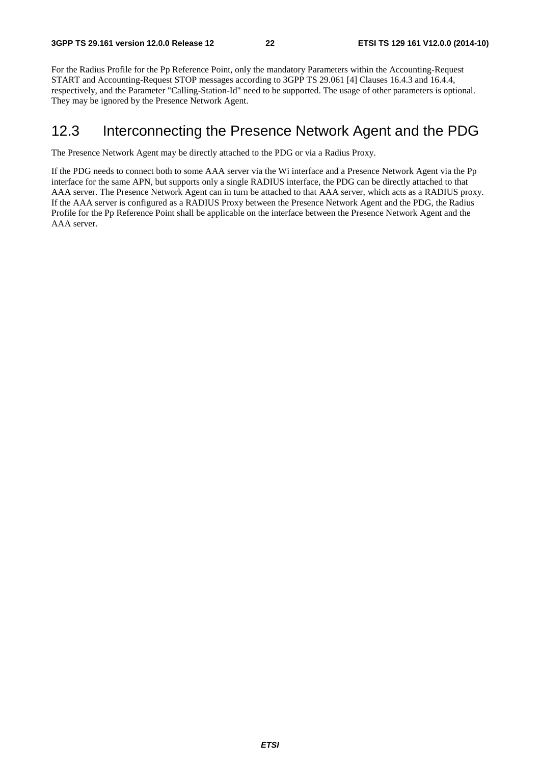For the Radius Profile for the Pp Reference Point, only the mandatory Parameters within the Accounting-Request START and Accounting-Request STOP messages according to 3GPP TS 29.061 [4] Clauses 16.4.3 and 16.4.4, respectively, and the Parameter "Calling-Station-Id" need to be supported. The usage of other parameters is optional. They may be ignored by the Presence Network Agent.

## 12.3 Interconnecting the Presence Network Agent and the PDG

The Presence Network Agent may be directly attached to the PDG or via a Radius Proxy.

If the PDG needs to connect both to some AAA server via the Wi interface and a Presence Network Agent via the Pp interface for the same APN, but supports only a single RADIUS interface, the PDG can be directly attached to that AAA server. The Presence Network Agent can in turn be attached to that AAA server, which acts as a RADIUS proxy. If the AAA server is configured as a RADIUS Proxy between the Presence Network Agent and the PDG, the Radius Profile for the Pp Reference Point shall be applicable on the interface between the Presence Network Agent and the AAA server.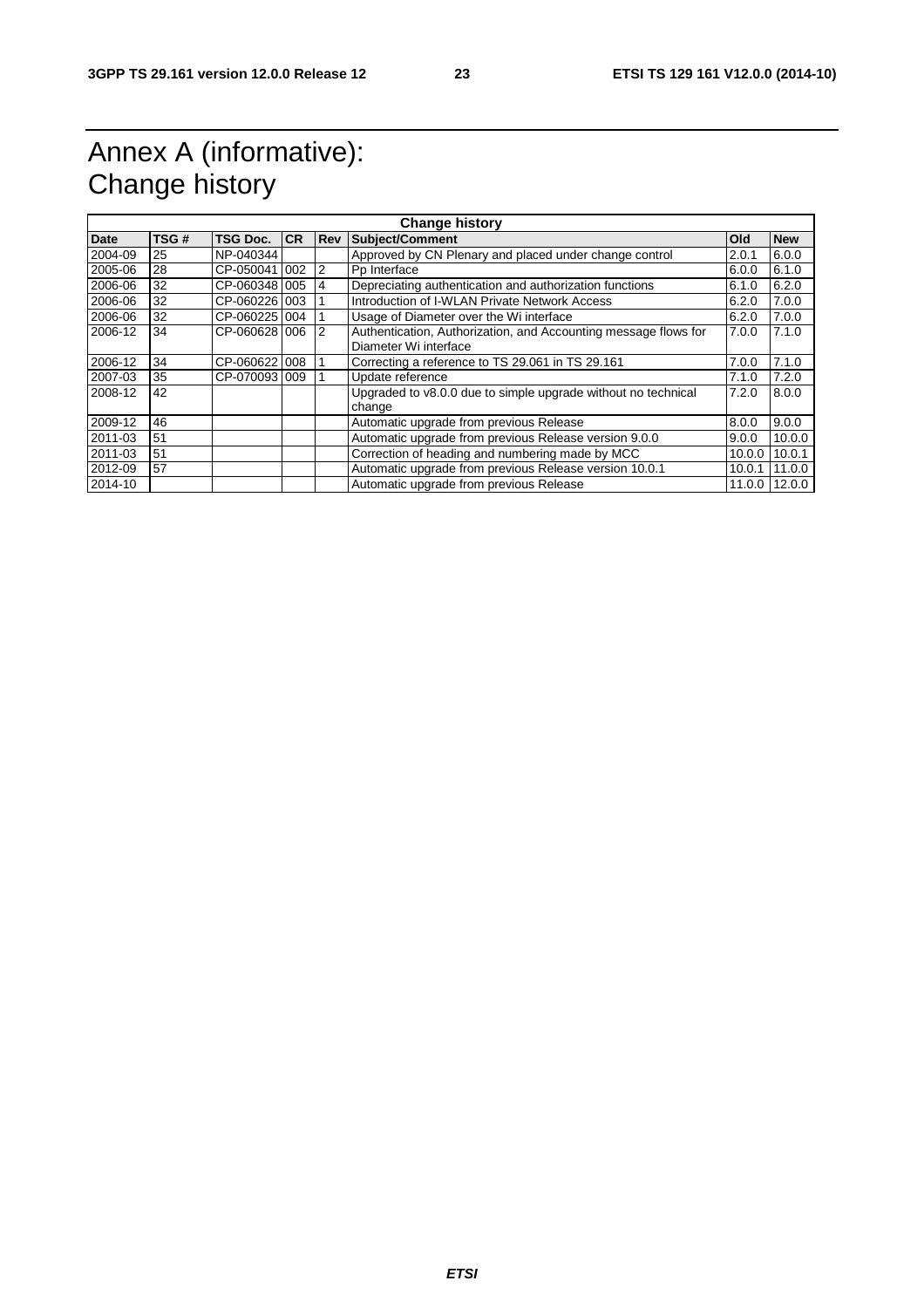# Annex A (informative): Change history

| Change history | | | | | | | |
|---|---|---|---|---|---|---|---|
| **Date** | **TSG #** | **TSG Doc.** | **CR** | **Rev** | **Subject/Comment** | **Old** | **New** |
| 2004-09 | 25 | NP-040344 | | | Approved by CN Plenary and placed under change control | 2.0.1 | 6.0.0 |
| 2005-06 | 28 | CP-050041 | 002 | 2 | Pp Interface | 6.0.0 | 6.1.0 |
| 2006-06 | 32 | CP-060348 | 005 | 4 | Depreciating authentication and authorization functions | 6.1.0 | 6.2.0 |
| 2006-06 | 32 | CP-060226 | 003 | 1 | Introduction of I-WLAN Private Network Access | 6.2.0 | 7.0.0 |
| 2006-06 | 32 | CP-060225 | 004 | 1 | Usage of Diameter over the Wi interface | 6.2.0 | 7.0.0 |
| 2006-12 | 34 | CP-060628 | 006 | 2 | Authentication, Authorization, and Accounting message flows for Diameter Wi interface | 7.0.0 | 7.1.0 |
| 2006-12 | 34 | CP-060622 | 008 | 1 | Correcting a reference to TS 29.061 in TS 29.161 | 7.0.0 | 7.1.0 |
| 2007-03 | 35 | CP-070093 | 009 | 1 | Update reference | 7.1.0 | 7.2.0 |
| 2008-12 | 42 | | | | Upgraded to v8.0.0 due to simple upgrade without no technical change | 7.2.0 | 8.0.0 |
| 2009-12 | 46 | | | | Automatic upgrade from previous Release | 8.0.0 | 9.0.0 |
| 2011-03 | 51 | | | | Automatic upgrade from previous Release version 9.0.0 | 9.0.0 | 10.0.0 |
| 2011-03 | 51 | | | | Correction of heading and numbering made by MCC | 10.0.0 | 10.0.1 |
| 2012-09 | 57 | | | | Automatic upgrade from previous Release version 10.0.1 | 10.0.1 | 11.0.0 |
| 2014-10 | | | | | Automatic upgrade from previous Release | 11.0.0 | 12.0.0 |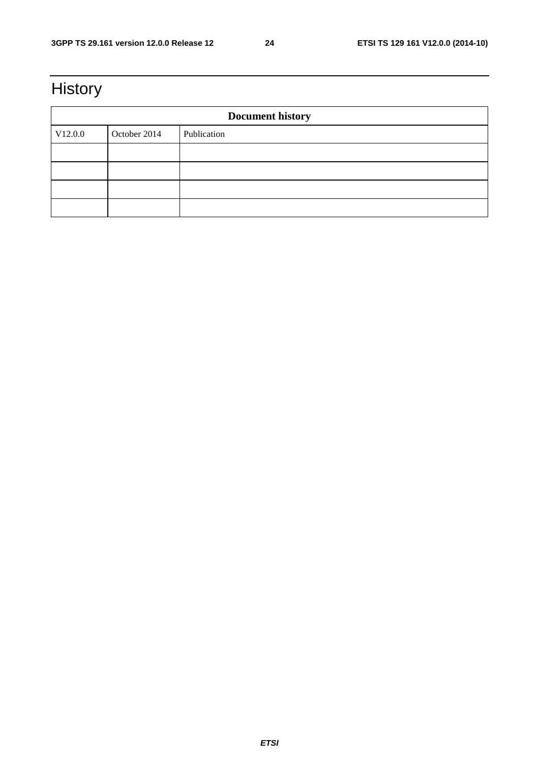# History

| Document history | | |
|---|---|---|
| V12.0.0 | October 2014 | Publication |
| | | |
| | | |
| | | |
| | | |